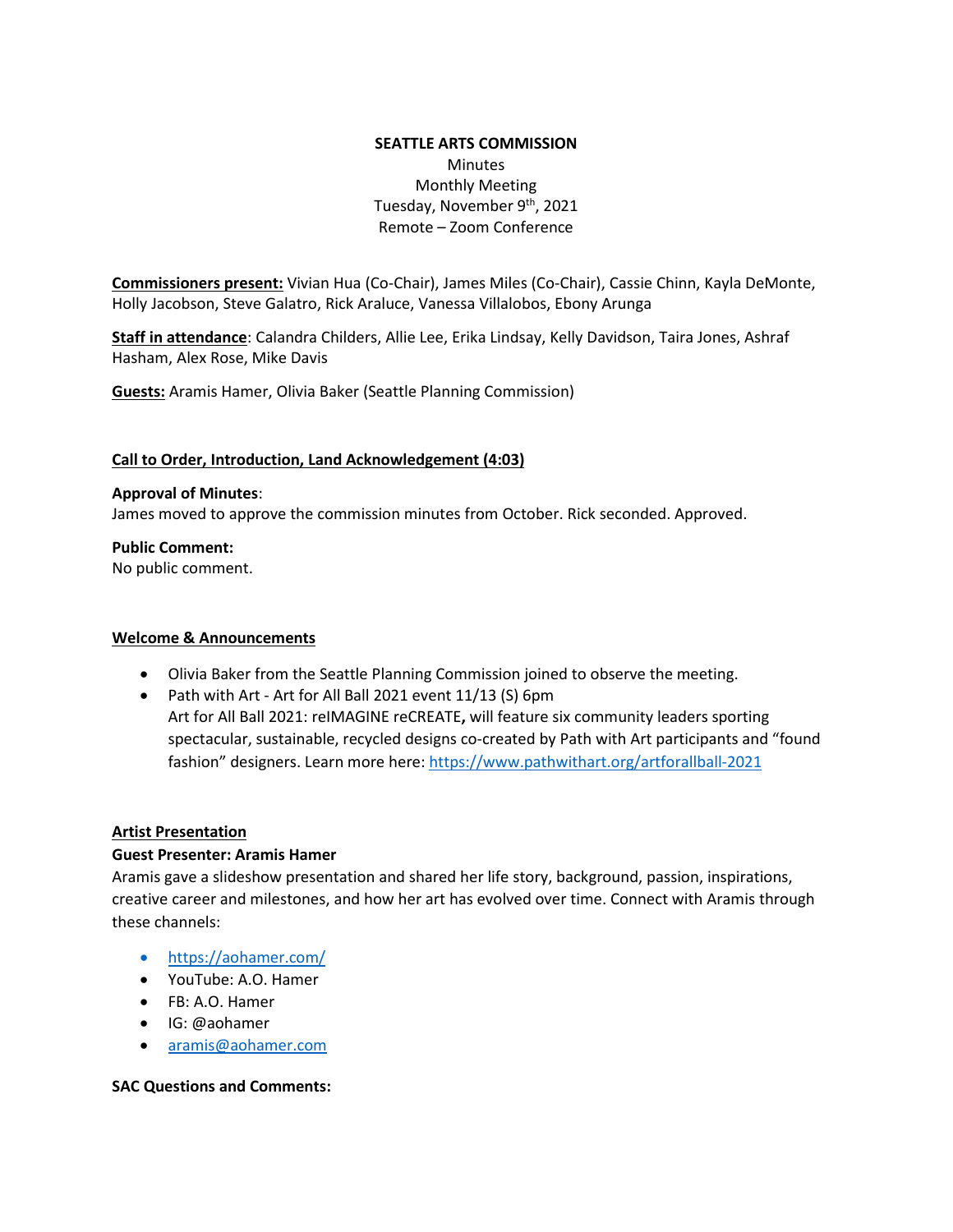**SEATTLE ARTS COMMISSION**

Minutes

Monthly Meeting

Tuesday, November 9th, 2021

Remote – Zoom Conference

**Commissioners present:** Vivian Hua (Co-Chair), James Miles (Co-Chair), Cassie Chinn, Kayla DeMonte, Holly Jacobson, Steve Galatro, Rick Araluce, Vanessa Villalobos, Ebony Arunga

**Staff in attendance**: Calandra Childers, Allie Lee, Erika Lindsay, Kelly Davidson, Taira Jones, Ashraf Hasham, Alex Rose, Mike Davis

**Guests:** Aramis Hamer, Olivia Baker (Seattle Planning Commission)

## Call to Order, Introduction, Land Acknowledgement (4:03)

**Approval of Minutes**:
James moved to approve the commission minutes from October. Rick seconded. Approved.

**Public Comment:**
No public comment.

## Welcome & Announcements

- Olivia Baker from the Seattle Planning Commission joined to observe the meeting.
- Path with Art - Art for All Ball 2021 event 11/13 (S) 6pm
  Art for All Ball 2021: reIMAGINE reCREATE**,** will feature six community leaders sporting spectacular, sustainable, recycled designs co-created by Path with Art participants and "found fashion" designers. Learn more here: https://www.pathwithart.org/artforallball-2021

## Artist Presentation

### Guest Presenter: Aramis Hamer

Aramis gave a slideshow presentation and shared her life story, background, passion, inspirations, creative career and milestones, and how her art has evolved over time. Connect with Aramis through these channels:

- https://aohamer.com/
- YouTube: A.O. Hamer
- FB: A.O. Hamer
- IG: @aohamer
- aramis@aohamer.com

**SAC Questions and Comments:**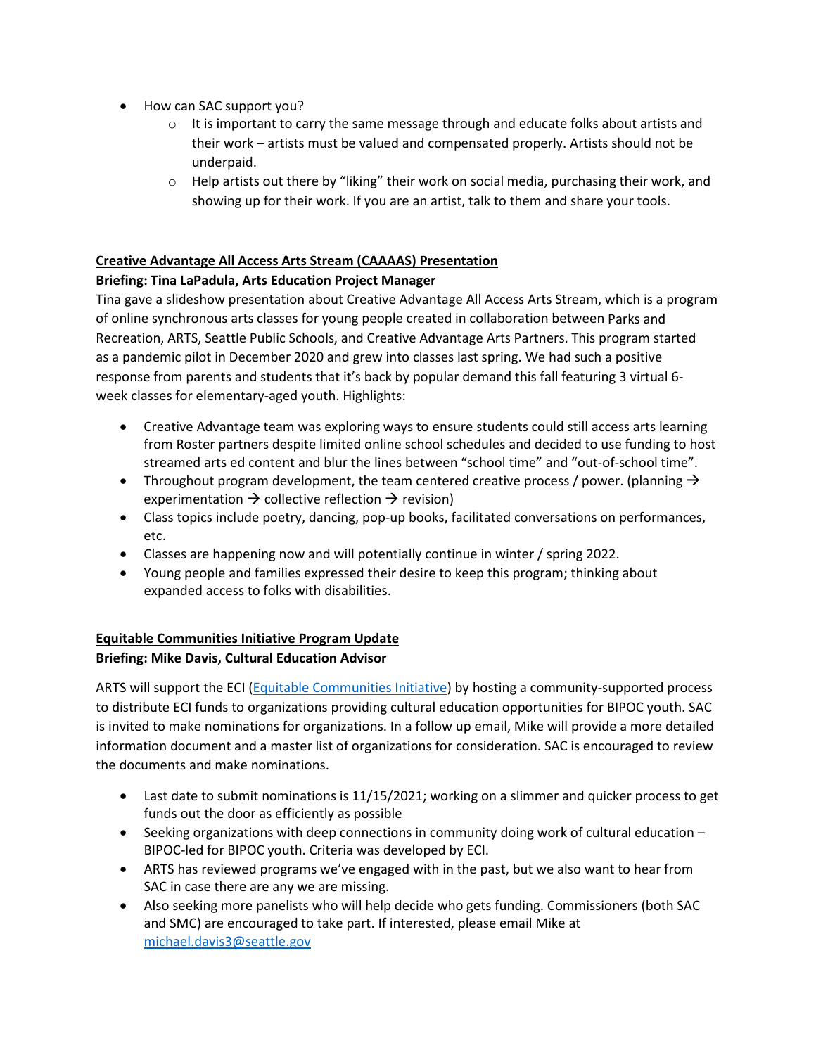- How can SAC support you?
    - It is important to carry the same message through and educate folks about artists and their work – artists must be valued and compensated properly. Artists should not be underpaid.
    - Help artists out there by "liking" their work on social media, purchasing their work, and showing up for their work. If you are an artist, talk to them and share your tools.

**<u>Creative Advantage All Access Arts Stream (CAAAAS) Presentation</u>**

**Briefing: Tina LaPadula, Arts Education Project Manager**

Tina gave a slideshow presentation about Creative Advantage All Access Arts Stream, which is a program of online synchronous arts classes for young people created in collaboration between Parks and Recreation, ARTS, Seattle Public Schools, and Creative Advantage Arts Partners. This program started as a pandemic pilot in December 2020 and grew into classes last spring. We had such a positive response from parents and students that it's back by popular demand this fall featuring 3 virtual 6-week classes for elementary-aged youth. Highlights:

- Creative Advantage team was exploring ways to ensure students could still access arts learning from Roster partners despite limited online school schedules and decided to use funding to host streamed arts ed content and blur the lines between "school time" and "out-of-school time".
- Throughout program development, the team centered creative process / power. (planning → experimentation → collective reflection → revision)
- Class topics include poetry, dancing, pop-up books, facilitated conversations on performances, etc.
- Classes are happening now and will potentially continue in winter / spring 2022.
- Young people and families expressed their desire to keep this program; thinking about expanded access to folks with disabilities.

**<u>Equitable Communities Initiative Program Update</u>**

**Briefing: Mike Davis, Cultural Education Advisor**

ARTS will support the ECI ([Equitable Communities Initiative](Equitable Communities Initiative)) by hosting a community-supported process to distribute ECI funds to organizations providing cultural education opportunities for BIPOC youth. SAC is invited to make nominations for organizations. In a follow up email, Mike will provide a more detailed information document and a master list of organizations for consideration. SAC is encouraged to review the documents and make nominations.

- Last date to submit nominations is 11/15/2021; working on a slimmer and quicker process to get funds out the door as efficiently as possible
- Seeking organizations with deep connections in community doing work of cultural education – BIPOC-led for BIPOC youth. Criteria was developed by ECI.
- ARTS has reviewed programs we've engaged with in the past, but we also want to hear from SAC in case there are any we are missing.
- Also seeking more panelists who will help decide who gets funding. Commissioners (both SAC and SMC) are encouraged to take part. If interested, please email Mike at [michael.davis3@seattle.gov](mailto:michael.davis3@seattle.gov)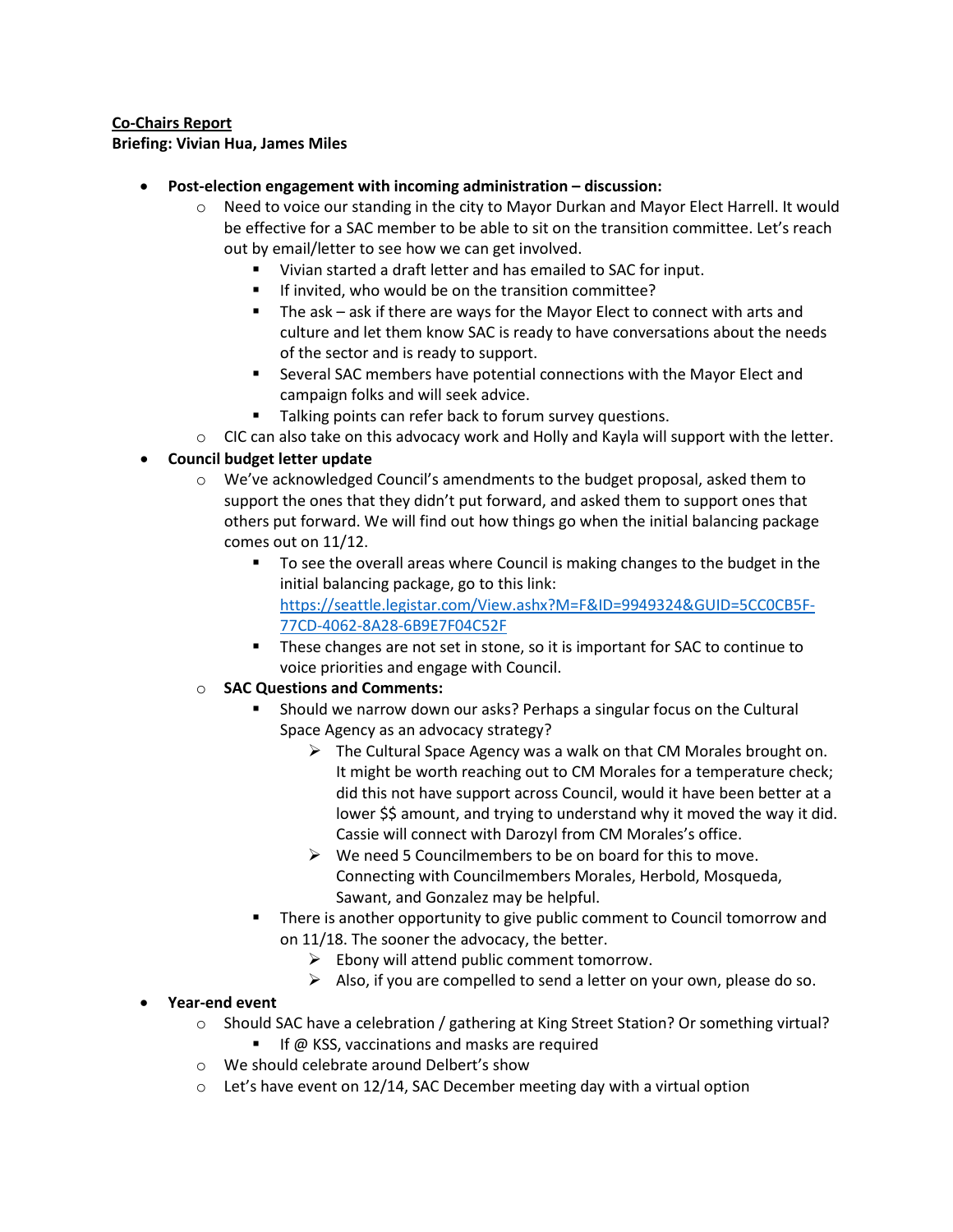**Co-Chairs Report**

**Briefing: Vivian Hua, James Miles**

- **Post-election engagement with incoming administration – discussion:**
  - Need to voice our standing in the city to Mayor Durkan and Mayor Elect Harrell. It would be effective for a SAC member to be able to sit on the transition committee. Let's reach out by email/letter to see how we can get involved.
    - Vivian started a draft letter and has emailed to SAC for input.
    - If invited, who would be on the transition committee?
    - The ask – ask if there are ways for the Mayor Elect to connect with arts and culture and let them know SAC is ready to have conversations about the needs of the sector and is ready to support.
    - Several SAC members have potential connections with the Mayor Elect and campaign folks and will seek advice.
    - Talking points can refer back to forum survey questions.
  - CIC can also take on this advocacy work and Holly and Kayla will support with the letter.
- **Council budget letter update**
  - We've acknowledged Council's amendments to the budget proposal, asked them to support the ones that they didn't put forward, and asked them to support ones that others put forward. We will find out how things go when the initial balancing package comes out on 11/12.
    - To see the overall areas where Council is making changes to the budget in the initial balancing package, go to this link: [https://seattle.legistar.com/View.ashx?M=F&ID=9949324&GUID=5CC0CB5F-77CD-4062-8A28-6B9E7F04C52F](https://seattle.legistar.com/View.ashx?M=F&ID=9949324&GUID=5CC0CB5F-77CD-4062-8A28-6B9E7F04C52F)
    - These changes are not set in stone, so it is important for SAC to continue to voice priorities and engage with Council.
  - **SAC Questions and Comments:**
    - Should we narrow down our asks? Perhaps a singular focus on the Cultural Space Agency as an advocacy strategy?
      - The Cultural Space Agency was a walk on that CM Morales brought on. It might be worth reaching out to CM Morales for a temperature check; did this not have support across Council, would it have been better at a lower $$ amount, and trying to understand why it moved the way it did. Cassie will connect with Darozyl from CM Morales's office.
      - We need 5 Councilmembers to be on board for this to move. Connecting with Councilmembers Morales, Herbold, Mosqueda, Sawant, and Gonzalez may be helpful.
    - There is another opportunity to give public comment to Council tomorrow and on 11/18. The sooner the advocacy, the better.
      - Ebony will attend public comment tomorrow.
      - Also, if you are compelled to send a letter on your own, please do so.
- **Year-end event**
  - Should SAC have a celebration / gathering at King Street Station? Or something virtual?
    - If @ KSS, vaccinations and masks are required
  - We should celebrate around Delbert's show
  - Let's have event on 12/14, SAC December meeting day with a virtual option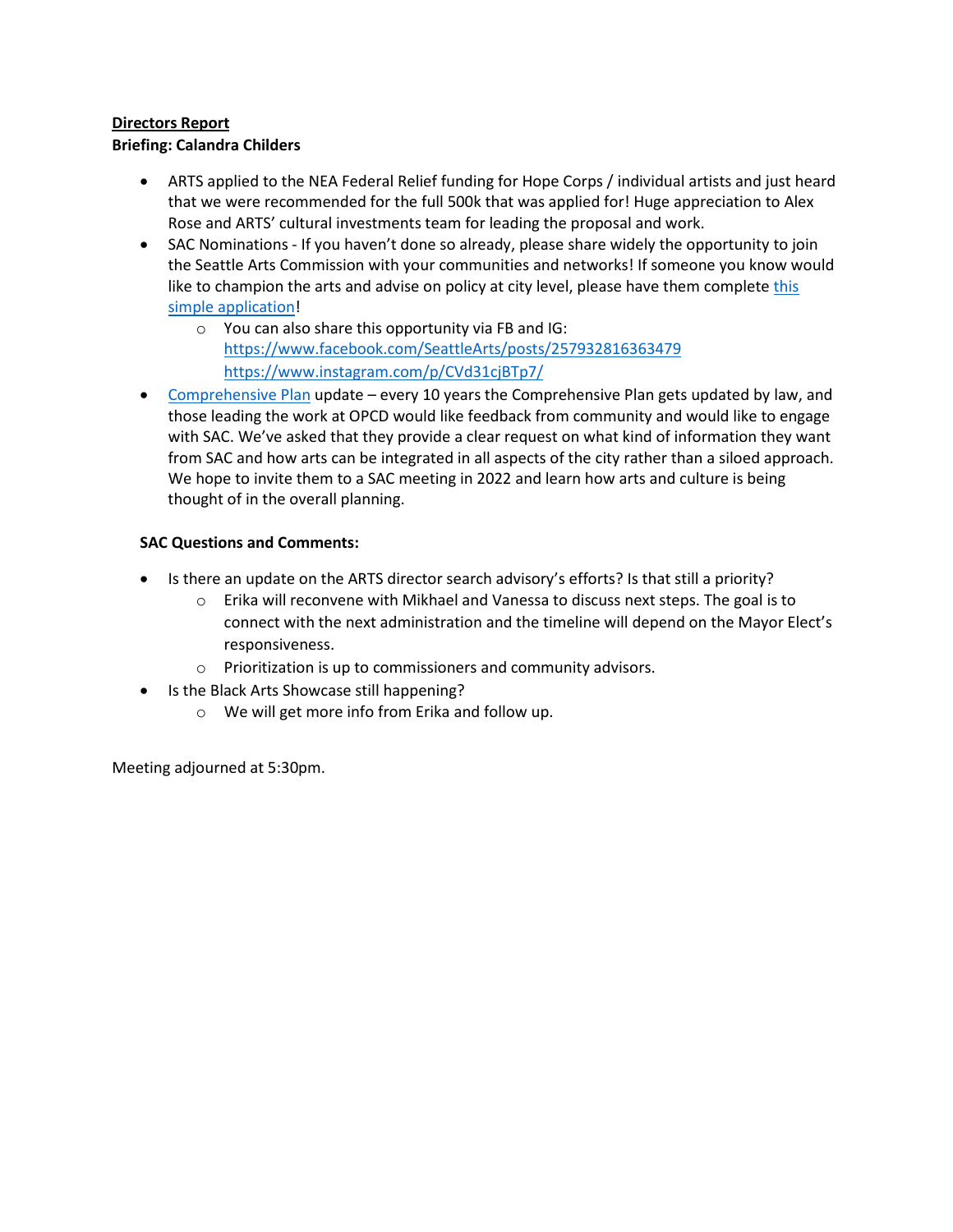**<u>Directors Report</u>**
**Briefing: Calandra Childers**

- ARTS applied to the NEA Federal Relief funding for Hope Corps / individual artists and just heard that we were recommended for the full 500k that was applied for! Huge appreciation to Alex Rose and ARTS' cultural investments team for leading the proposal and work.
- SAC Nominations - If you haven't done so already, please share widely the opportunity to join the Seattle Arts Commission with your communities and networks! If someone you know would like to champion the arts and advise on policy at city level, please have them complete this simple application!
  - You can also share this opportunity via FB and IG:
    https://www.facebook.com/SeattleArts/posts/257932816363479
    https://www.instagram.com/p/CVd31cjBTp7/
- Comprehensive Plan update – every 10 years the Comprehensive Plan gets updated by law, and those leading the work at OPCD would like feedback from community and would like to engage with SAC. We've asked that they provide a clear request on what kind of information they want from SAC and how arts can be integrated in all aspects of the city rather than a siloed approach. We hope to invite them to a SAC meeting in 2022 and learn how arts and culture is being thought of in the overall planning.

**SAC Questions and Comments:**

- Is there an update on the ARTS director search advisory's efforts? Is that still a priority?
  - Erika will reconvene with Mikhael and Vanessa to discuss next steps. The goal is to connect with the next administration and the timeline will depend on the Mayor Elect's responsiveness.
  - Prioritization is up to commissioners and community advisors.
- Is the Black Arts Showcase still happening?
  - We will get more info from Erika and follow up.

Meeting adjourned at 5:30pm.